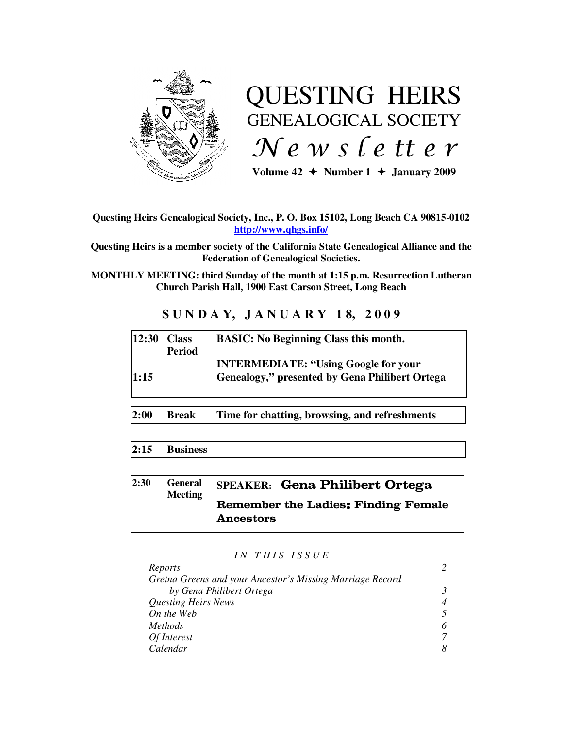# QUESTING HEIRS
## GENEALOGICAL SOCIETY
## *Newsletter*

**Volume 42 ✦ Number 1 ✦ January 2009**

**Questing Heirs Genealogical Society, Inc., P. O. Box 15102, Long Beach CA 90815-0102**
**http://www.qhgs.info/**

**Questing Heirs is a member society of the California State Genealogical Alliance and the Federation of Genealogical Societies.**

**MONTHLY MEETING: third Sunday of the month at 1:15 p.m. Resurrection Lutheran Church Parish Hall, 1900 East Carson Street, Long Beach**

## SUNDAY, JANUARY 18, 2009

| | | |
|---|---|---|
| **12:30** | **Class Period** | **BASIC: No Beginning Class this month.** |
| **1:15** | | **INTERMEDIATE: "Using Google for your Genealogy," presented by Gena Philibert Ortega** |
| **2:00** | **Break** | **Time for chatting, browsing, and refreshments** |
| **2:15** | **Business** | |
| **2:30** | **General Meeting** | **SPEAKER: Gena Philibert Ortega**<br>**Remember the Ladies: Finding Female Ancestors** |

*IN THIS ISSUE*

| | |
|---|---|
| *Reports* | *2* |
| *Gretna Greens and your Ancestor's Missing Marriage Record by Gena Philibert Ortega* | *3* |
| *Questing Heirs News* | *4* |
| *On the Web* | *5* |
| *Methods* | *6* |
| *Of Interest* | *7* |
| *Calendar* | *8* |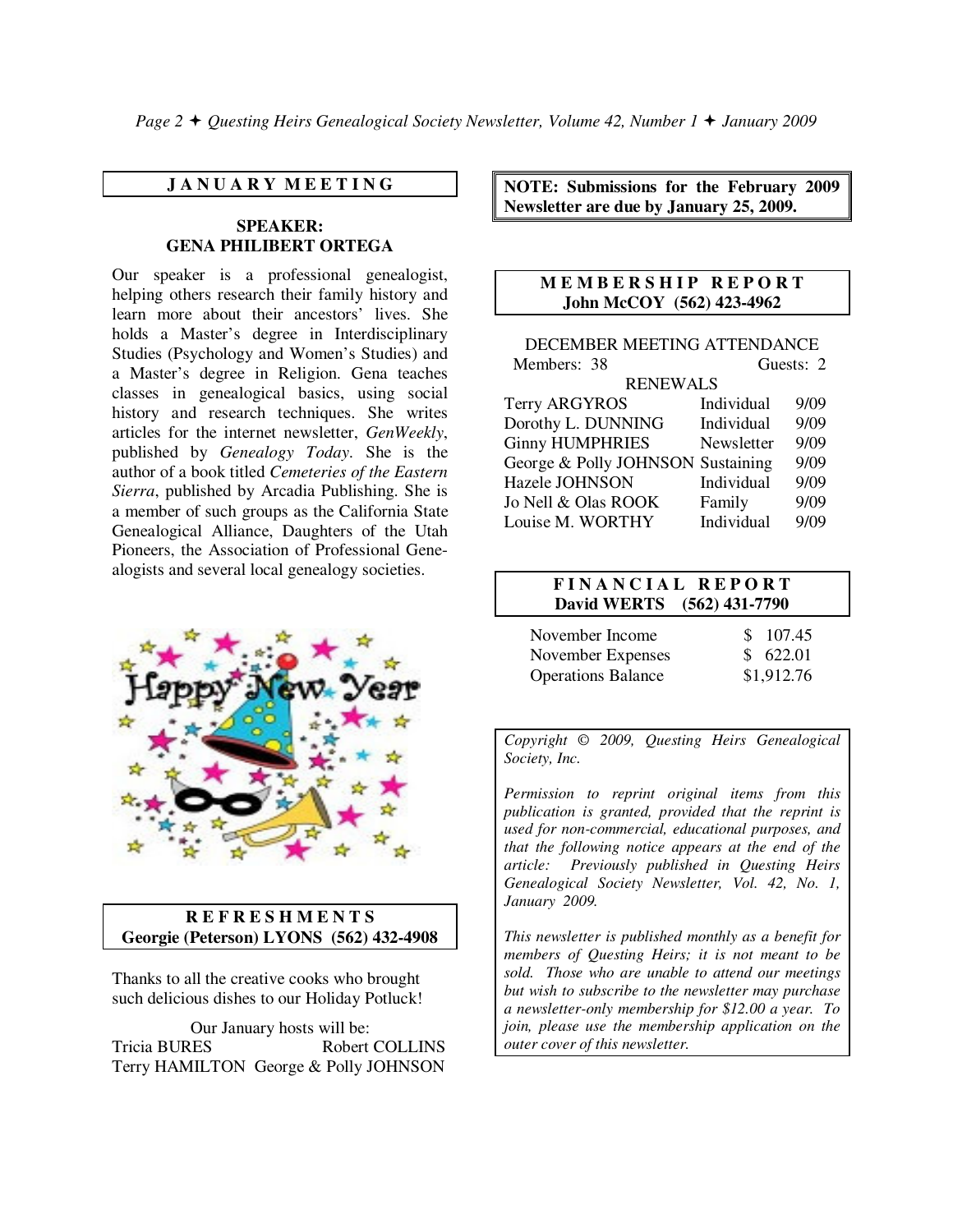## JANUARY MEETING

### SPEAKER: GENA PHILIBERT ORTEGA

Our speaker is a professional genealogist, helping others research their family history and learn more about their ancestors' lives. She holds a Master's degree in Interdisciplinary Studies (Psychology and Women's Studies) and a Master's degree in Religion. Gena teaches classes in genealogical basics, using social history and research techniques. She writes articles for the internet newsletter, *GenWeekly*, published by *Genealogy Today*. She is the author of a book titled *Cemeteries of the Eastern Sierra*, published by Arcadia Publishing. She is a member of such groups as the California State Genealogical Alliance, Daughters of the Utah Pioneers, the Association of Professional Genealogists and several local genealogy societies.

## REFRESHMENTS
**Georgie (Peterson) LYONS (562) 432-4908**

Thanks to all the creative cooks who brought such delicious dishes to our Holiday Potluck!

Our January hosts will be:

Tricia BURES, Robert COLLINS, Terry HAMILTON, George & Polly JOHNSON

**NOTE: Submissions for the February 2009 Newsletter are due by January 25, 2009.**

## MEMBERSHIP REPORT
**John McCOY (562) 423-4962**

DECEMBER MEETING ATTENDANCE

Members: 38 Guests: 2

RENEWALS

| Name | Type | Expires |
|---|---|---|
| Terry ARGYROS | Individual | 9/09 |
| Dorothy L. DUNNING | Individual | 9/09 |
| Ginny HUMPHRIES | Newsletter | 9/09 |
| George & Polly JOHNSON | Sustaining | 9/09 |
| Hazele JOHNSON | Individual | 9/09 |
| Jo Nell & Olas ROOK | Family | 9/09 |
| Louise M. WORTHY | Individual | 9/09 |

## FINANCIAL REPORT
**David WERTS (562) 431-7790**

| | |
|---|---|
| November Income | $ 107.45 |
| November Expenses | $ 622.01 |
| Operations Balance | $1,912.76 |

*Copyright © 2009, Questing Heirs Genealogical Society, Inc.*

*Permission to reprint original items from this publication is granted, provided that the reprint is used for non-commercial, educational purposes, and that the following notice appears at the end of the article: Previously published in Questing Heirs Genealogical Society Newsletter, Vol. 42, No. 1, January 2009.*

*This newsletter is published monthly as a benefit for members of Questing Heirs; it is not meant to be sold. Those who are unable to attend our meetings but wish to subscribe to the newsletter may purchase a newsletter-only membership for $12.00 a year. To join, please use the membership application on the outer cover of this newsletter.*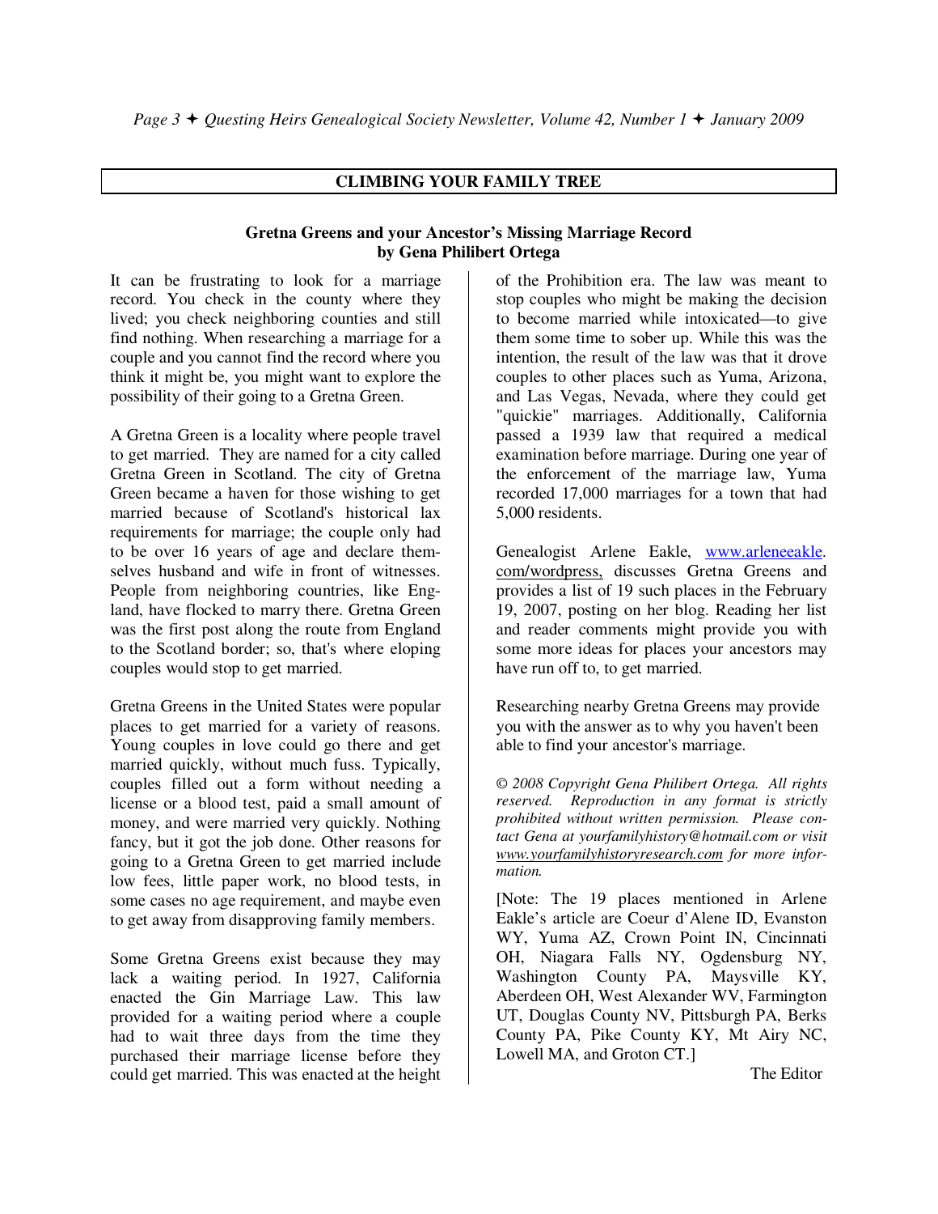## CLIMBING YOUR FAMILY TREE

### Gretna Greens and your Ancestor's Missing Marriage Record
**by Gena Philibert Ortega**

It can be frustrating to look for a marriage record. You check in the county where they lived; you check neighboring counties and still find nothing. When researching a marriage for a couple and you cannot find the record where you think it might be, you might want to explore the possibility of their going to a Gretna Green.

A Gretna Green is a locality where people travel to get married. They are named for a city called Gretna Green in Scotland. The city of Gretna Green became a haven for those wishing to get married because of Scotland's historical lax requirements for marriage; the couple only had to be over 16 years of age and declare themselves husband and wife in front of witnesses. People from neighboring countries, like England, have flocked to marry there. Gretna Green was the first post along the route from England to the Scotland border; so, that's where eloping couples would stop to get married.

Gretna Greens in the United States were popular places to get married for a variety of reasons. Young couples in love could go there and get married quickly, without much fuss. Typically, couples filled out a form without needing a license or a blood test, paid a small amount of money, and were married very quickly. Nothing fancy, but it got the job done. Other reasons for going to a Gretna Green to get married include low fees, little paper work, no blood tests, in some cases no age requirement, and maybe even to get away from disapproving family members.

Some Gretna Greens exist because they may lack a waiting period. In 1927, California enacted the Gin Marriage Law. This law provided for a waiting period where a couple had to wait three days from the time they purchased their marriage license before they could get married. This was enacted at the height of the Prohibition era. The law was meant to stop couples who might be making the decision to become married while intoxicated—to give them some time to sober up. While this was the intention, the result of the law was that it drove couples to other places such as Yuma, Arizona, and Las Vegas, Nevada, where they could get "quickie" marriages. Additionally, California passed a 1939 law that required a medical examination before marriage. During one year of the enforcement of the marriage law, Yuma recorded 17,000 marriages for a town that had 5,000 residents.

Genealogist Arlene Eakle, www.arleneeakle.com/wordpress, discusses Gretna Greens and provides a list of 19 such places in the February 19, 2007, posting on her blog. Reading her list and reader comments might provide you with some more ideas for places your ancestors may have run off to, to get married.

Researching nearby Gretna Greens may provide you with the answer as to why you haven't been able to find your ancestor's marriage.

*© 2008 Copyright Gena Philibert Ortega. All rights reserved. Reproduction in any format is strictly prohibited without written permission. Please contact Gena at yourfamilyhistory@hotmail.com or visit www.yourfamilyhistoryresearch.com for more information.*

[Note: The 19 places mentioned in Arlene Eakle's article are Coeur d'Alene ID, Evanston WY, Yuma AZ, Crown Point IN, Cincinnati OH, Niagara Falls NY, Ogdensburg NY, Washington County PA, Maysville KY, Aberdeen OH, West Alexander WV, Farmington UT, Douglas County NV, Pittsburgh PA, Berks County PA, Pike County KY, Mt Airy NC, Lowell MA, and Groton CT.]

The Editor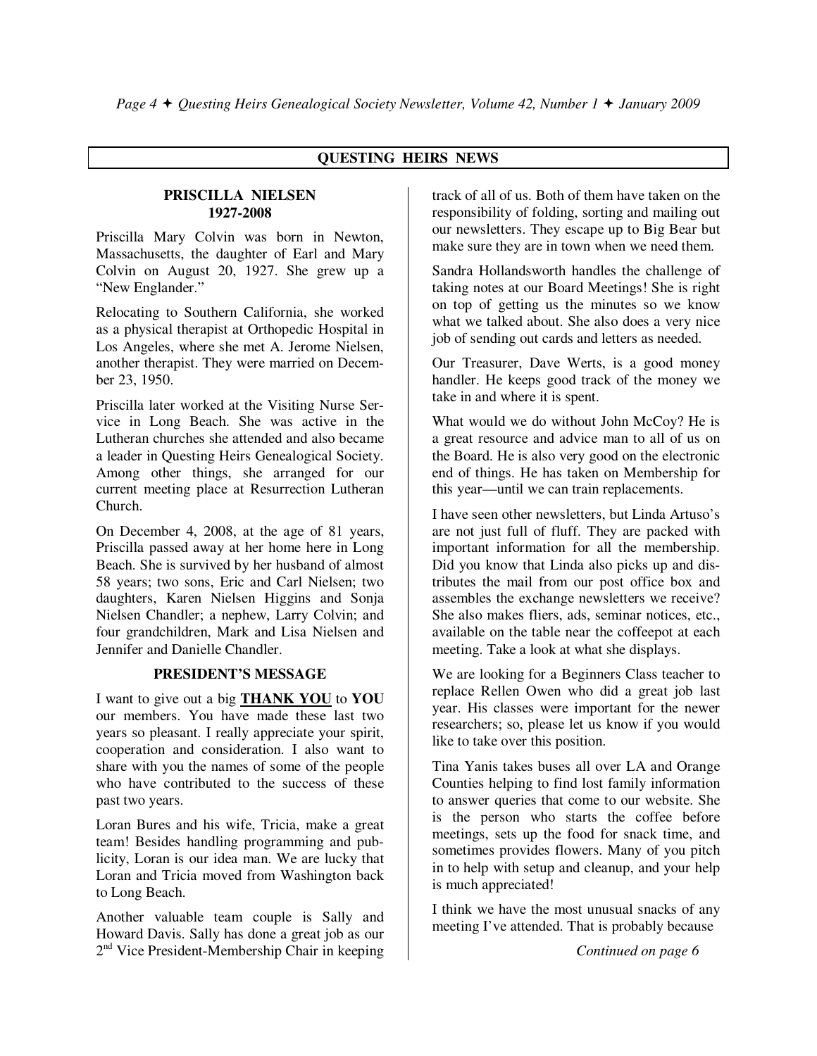## QUESTING HEIRS NEWS

### PRISCILLA NIELSEN
### 1927-2008

Priscilla Mary Colvin was born in Newton, Massachusetts, the daughter of Earl and Mary Colvin on August 20, 1927. She grew up a "New Englander."

Relocating to Southern California, she worked as a physical therapist at Orthopedic Hospital in Los Angeles, where she met A. Jerome Nielsen, another therapist. They were married on December 23, 1950.

Priscilla later worked at the Visiting Nurse Service in Long Beach. She was active in the Lutheran churches she attended and also became a leader in Questing Heirs Genealogical Society. Among other things, she arranged for our current meeting place at Resurrection Lutheran Church.

On December 4, 2008, at the age of 81 years, Priscilla passed away at her home here in Long Beach. She is survived by her husband of almost 58 years; two sons, Eric and Carl Nielsen; two daughters, Karen Nielsen Higgins and Sonja Nielsen Chandler; a nephew, Larry Colvin; and four grandchildren, Mark and Lisa Nielsen and Jennifer and Danielle Chandler.

### PRESIDENT'S MESSAGE

I want to give out a big <u>**THANK YOU**</u> to **YOU** our members. You have made these last two years so pleasant. I really appreciate your spirit, cooperation and consideration. I also want to share with you the names of some of the people who have contributed to the success of these past two years.

Loran Bures and his wife, Tricia, make a great team! Besides handling programming and publicity, Loran is our idea man. We are lucky that Loran and Tricia moved from Washington back to Long Beach.

Another valuable team couple is Sally and Howard Davis. Sally has done a great job as our 2nd Vice President-Membership Chair in keeping track of all of us. Both of them have taken on the responsibility of folding, sorting and mailing out our newsletters. They escape up to Big Bear but make sure they are in town when we need them.

Sandra Hollandsworth handles the challenge of taking notes at our Board Meetings! She is right on top of getting us the minutes so we know what we talked about. She also does a very nice job of sending out cards and letters as needed.

Our Treasurer, Dave Werts, is a good money handler. He keeps good track of the money we take in and where it is spent.

What would we do without John McCoy? He is a great resource and advice man to all of us on the Board. He is also very good on the electronic end of things. He has taken on Membership for this year—until we can train replacements.

I have seen other newsletters, but Linda Artuso's are not just full of fluff. They are packed with important information for all the membership. Did you know that Linda also picks up and distributes the mail from our post office box and assembles the exchange newsletters we receive? She also makes fliers, ads, seminar notices, etc., available on the table near the coffeepot at each meeting. Take a look at what she displays.

We are looking for a Beginners Class teacher to replace Rellen Owen who did a great job last year. His classes were important for the newer researchers; so, please let us know if you would like to take over this position.

Tina Yanis takes buses all over LA and Orange Counties helping to find lost family information to answer queries that come to our website. She is the person who starts the coffee before meetings, sets up the food for snack time, and sometimes provides flowers. Many of you pitch in to help with setup and cleanup, and your help is much appreciated!

I think we have the most unusual snacks of any meeting I've attended. That is probably because

*Continued on page 6*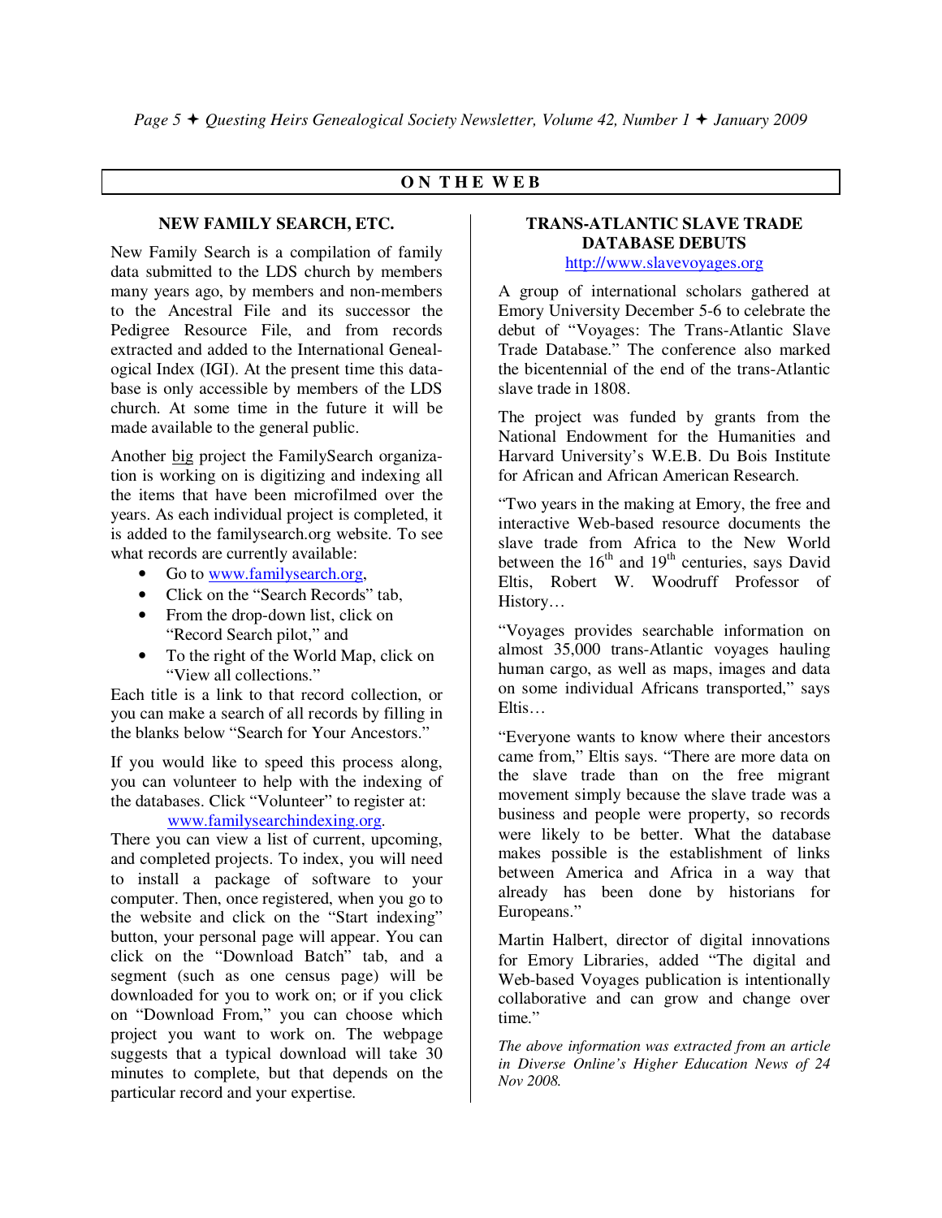## ON THE WEB

### NEW FAMILY SEARCH, ETC.

New Family Search is a compilation of family data submitted to the LDS church by members many years ago, by members and non-members to the Ancestral File and its successor the Pedigree Resource File, and from records extracted and added to the International Genealogical Index (IGI). At the present time this database is only accessible by members of the LDS church. At some time in the future it will be made available to the general public.

Another big project the FamilySearch organization is working on is digitizing and indexing all the items that have been microfilmed over the years. As each individual project is completed, it is added to the familysearch.org website. To see what records are currently available:

- Go to www.familysearch.org,
- Click on the "Search Records" tab,
- From the drop-down list, click on "Record Search pilot," and
- To the right of the World Map, click on "View all collections."

Each title is a link to that record collection, or you can make a search of all records by filling in the blanks below "Search for Your Ancestors."

If you would like to speed this process along, you can volunteer to help with the indexing of the databases. Click "Volunteer" to register at:

www.familysearchindexing.org.

There you can view a list of current, upcoming, and completed projects. To index, you will need to install a package of software to your computer. Then, once registered, when you go to the website and click on the "Start indexing" button, your personal page will appear. You can click on the "Download Batch" tab, and a segment (such as one census page) will be downloaded for you to work on; or if you click on "Download From," you can choose which project you want to work on. The webpage suggests that a typical download will take 30 minutes to complete, but that depends on the particular record and your expertise.

### TRANS-ATLANTIC SLAVE TRADE DATABASE DEBUTS

http://www.slavevoyages.org

A group of international scholars gathered at Emory University December 5-6 to celebrate the debut of "Voyages: The Trans-Atlantic Slave Trade Database." The conference also marked the bicentennial of the end of the trans-Atlantic slave trade in 1808.

The project was funded by grants from the National Endowment for the Humanities and Harvard University's W.E.B. Du Bois Institute for African and African American Research.

"Two years in the making at Emory, the free and interactive Web-based resource documents the slave trade from Africa to the New World between the 16th and 19th centuries, says David Eltis, Robert W. Woodruff Professor of History…

"Voyages provides searchable information on almost 35,000 trans-Atlantic voyages hauling human cargo, as well as maps, images and data on some individual Africans transported," says Eltis…

"Everyone wants to know where their ancestors came from," Eltis says. "There are more data on the slave trade than on the free migrant movement simply because the slave trade was a business and people were property, so records were likely to be better. What the database makes possible is the establishment of links between America and Africa in a way that already has been done by historians for Europeans."

Martin Halbert, director of digital innovations for Emory Libraries, added "The digital and Web-based Voyages publication is intentionally collaborative and can grow and change over time."

*The above information was extracted from an article in Diverse Online's Higher Education News of 24 Nov 2008.*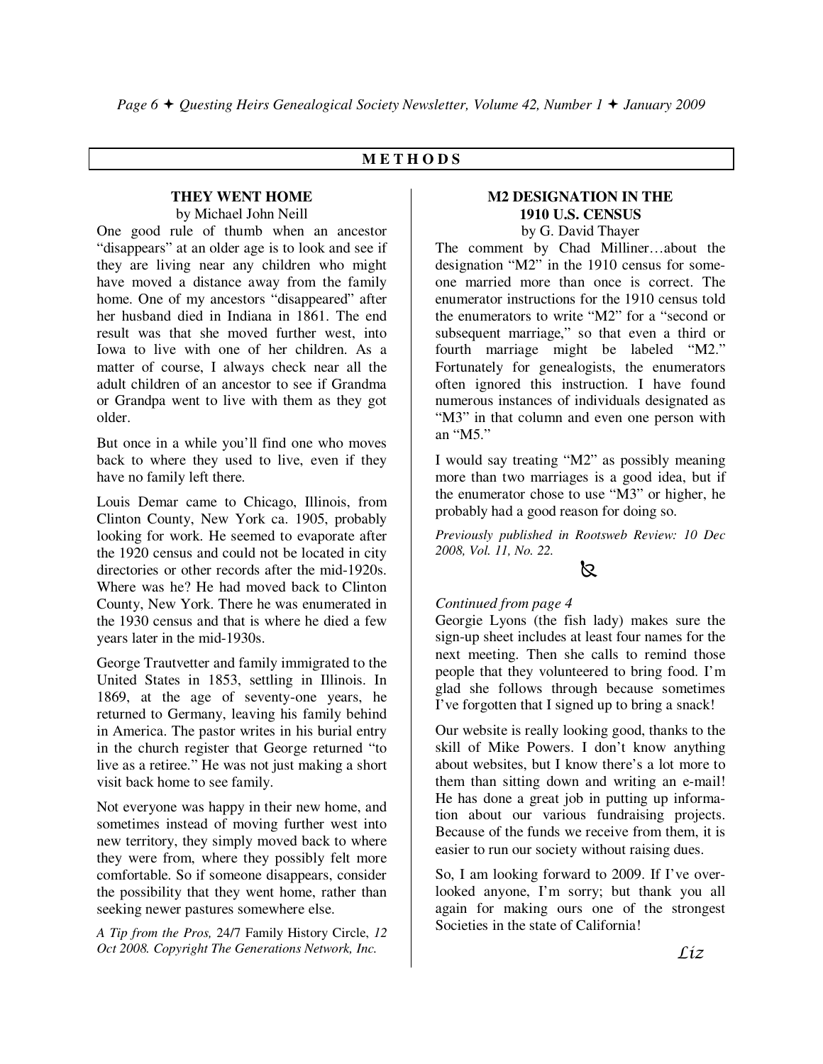## METHODS

### THEY WENT HOME

by Michael John Neill

One good rule of thumb when an ancestor "disappears" at an older age is to look and see if they are living near any children who might have moved a distance away from the family home. One of my ancestors "disappeared" after her husband died in Indiana in 1861. The end result was that she moved further west, into Iowa to live with one of her children. As a matter of course, I always check near all the adult children of an ancestor to see if Grandma or Grandpa went to live with them as they got older.

But once in a while you'll find one who moves back to where they used to live, even if they have no family left there.

Louis Demar came to Chicago, Illinois, from Clinton County, New York ca. 1905, probably looking for work. He seemed to evaporate after the 1920 census and could not be located in city directories or other records after the mid-1920s. Where was he? He had moved back to Clinton County, New York. There he was enumerated in the 1930 census and that is where he died a few years later in the mid-1930s.

George Trautvetter and family immigrated to the United States in 1853, settling in Illinois. In 1869, at the age of seventy-one years, he returned to Germany, leaving his family behind in America. The pastor writes in his burial entry in the church register that George returned "to live as a retiree." He was not just making a short visit back home to see family.

Not everyone was happy in their new home, and sometimes instead of moving further west into new territory, they simply moved back to where they were from, where they possibly felt more comfortable. So if someone disappears, consider the possibility that they went home, rather than seeking newer pastures somewhere else.

*A Tip from the Pros,* 24/7 Family History Circle, *12 Oct 2008. Copyright The Generations Network, Inc.*

### M2 DESIGNATION IN THE 1910 U.S. CENSUS

by G. David Thayer

The comment by Chad Milliner…about the designation "M2" in the 1910 census for someone married more than once is correct. The enumerator instructions for the 1910 census told the enumerators to write "M2" for a "second or subsequent marriage," so that even a third or fourth marriage might be labeled "M2." Fortunately for genealogists, the enumerators often ignored this instruction. I have found numerous instances of individuals designated as "M3" in that column and even one person with an "M5."

I would say treating "M2" as possibly meaning more than two marriages is a good idea, but if the enumerator chose to use "M3" or higher, he probably had a good reason for doing so.

*Previously published in Rootsweb Review: 10 Dec 2008, Vol. 11, No. 22.*

*Continued from page 4*

Georgie Lyons (the fish lady) makes sure the sign-up sheet includes at least four names for the next meeting. Then she calls to remind those people that they volunteered to bring food. I'm glad she follows through because sometimes I've forgotten that I signed up to bring a snack!

Our website is really looking good, thanks to the skill of Mike Powers. I don't know anything about websites, but I know there's a lot more to them than sitting down and writing an e-mail! He has done a great job in putting up information about our various fundraising projects. Because of the funds we receive from them, it is easier to run our society without raising dues.

So, I am looking forward to 2009. If I've overlooked anyone, I'm sorry; but thank you all again for making ours one of the strongest Societies in the state of California!

*Liz*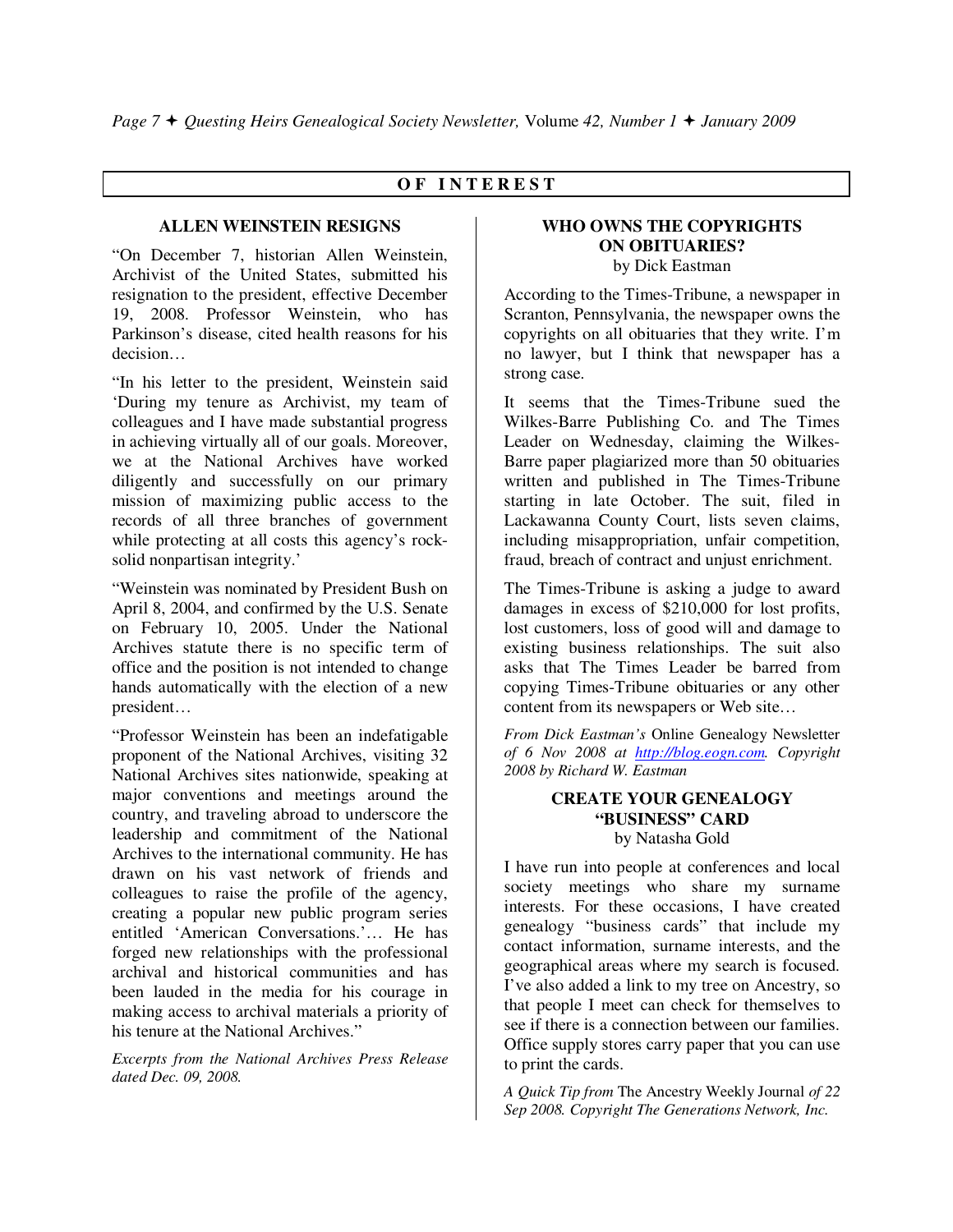## OF INTEREST

### ALLEN WEINSTEIN RESIGNS

"On December 7, historian Allen Weinstein, Archivist of the United States, submitted his resignation to the president, effective December 19, 2008. Professor Weinstein, who has Parkinson's disease, cited health reasons for his decision…

"In his letter to the president, Weinstein said 'During my tenure as Archivist, my team of colleagues and I have made substantial progress in achieving virtually all of our goals. Moreover, we at the National Archives have worked diligently and successfully on our primary mission of maximizing public access to the records of all three branches of government while protecting at all costs this agency's rock-solid nonpartisan integrity.'

"Weinstein was nominated by President Bush on April 8, 2004, and confirmed by the U.S. Senate on February 10, 2005. Under the National Archives statute there is no specific term of office and the position is not intended to change hands automatically with the election of a new president…

"Professor Weinstein has been an indefatigable proponent of the National Archives, visiting 32 National Archives sites nationwide, speaking at major conventions and meetings around the country, and traveling abroad to underscore the leadership and commitment of the National Archives to the international community. He has drawn on his vast network of friends and colleagues to raise the profile of the agency, creating a popular new public program series entitled 'American Conversations.'… He has forged new relationships with the professional archival and historical communities and has been lauded in the media for his courage in making access to archival materials a priority of his tenure at the National Archives."

*Excerpts from the National Archives Press Release dated Dec. 09, 2008.*

### WHO OWNS THE COPYRIGHTS ON OBITUARIES?

by Dick Eastman

According to the Times-Tribune, a newspaper in Scranton, Pennsylvania, the newspaper owns the copyrights on all obituaries that they write. I'm no lawyer, but I think that newspaper has a strong case.

It seems that the Times-Tribune sued the Wilkes-Barre Publishing Co. and The Times Leader on Wednesday, claiming the Wilkes-Barre paper plagiarized more than 50 obituaries written and published in The Times-Tribune starting in late October. The suit, filed in Lackawanna County Court, lists seven claims, including misappropriation, unfair competition, fraud, breach of contract and unjust enrichment.

The Times-Tribune is asking a judge to award damages in excess of $210,000 for lost profits, lost customers, loss of good will and damage to existing business relationships. The suit also asks that The Times Leader be barred from copying Times-Tribune obituaries or any other content from its newspapers or Web site…

*From Dick Eastman's* Online Genealogy Newsletter *of 6 Nov 2008 at [http://blog.eogn.com](http://blog.eogn.com). Copyright 2008 by Richard W. Eastman*

### CREATE YOUR GENEALOGY "BUSINESS" CARD

by Natasha Gold

I have run into people at conferences and local society meetings who share my surname interests. For these occasions, I have created genealogy "business cards" that include my contact information, surname interests, and the geographical areas where my search is focused. I've also added a link to my tree on Ancestry, so that people I meet can check for themselves to see if there is a connection between our families. Office supply stores carry paper that you can use to print the cards.

*A Quick Tip from* The Ancestry Weekly Journal *of 22 Sep 2008. Copyright The Generations Network, Inc.*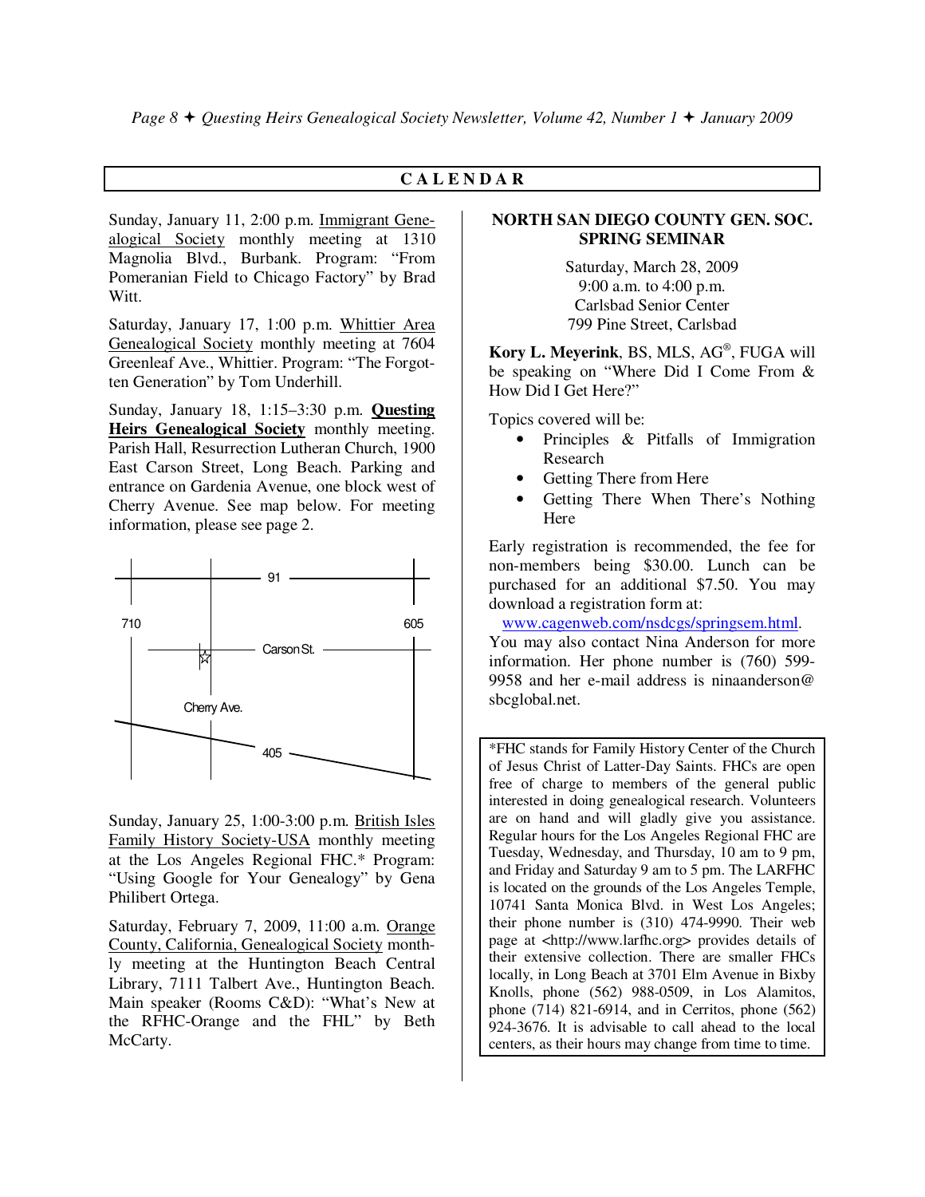## CALENDAR

Sunday, January 11, 2:00 p.m. Immigrant Genealogical Society monthly meeting at 1310 Magnolia Blvd., Burbank. Program: "From Pomeranian Field to Chicago Factory" by Brad Witt.

Saturday, January 17, 1:00 p.m. Whittier Area Genealogical Society monthly meeting at 7604 Greenleaf Ave., Whittier. Program: "The Forgotten Generation" by Tom Underhill.

Sunday, January 18, 1:15–3:30 p.m. **Questing Heirs Genealogical Society** monthly meeting. Parish Hall, Resurrection Lutheran Church, 1900 East Carson Street, Long Beach. Parking and entrance on Gardenia Avenue, one block west of Cherry Avenue. See map below. For meeting information, please see page 2.

91
710
605
Carson St.
Cherry Ave.
405

Sunday, January 25, 1:00-3:00 p.m. British Isles Family History Society-USA monthly meeting at the Los Angeles Regional FHC.* Program: "Using Google for Your Genealogy" by Gena Philibert Ortega.

Saturday, February 7, 2009, 11:00 a.m. Orange County, California, Genealogical Society monthly meeting at the Huntington Beach Central Library, 7111 Talbert Ave., Huntington Beach. Main speaker (Rooms C&D): "What's New at the RFHC-Orange and the FHL" by Beth McCarty.

### NORTH SAN DIEGO COUNTY GEN. SOC. SPRING SEMINAR

Saturday, March 28, 2009
9:00 a.m. to 4:00 p.m.
Carlsbad Senior Center
799 Pine Street, Carlsbad

**Kory L. Meyerink**, BS, MLS, AG®, FUGA will be speaking on "Where Did I Come From & How Did I Get Here?"

Topics covered will be:

- Principles & Pitfalls of Immigration Research
- Getting There from Here
- Getting There When There's Nothing Here

Early registration is recommended, the fee for non-members being $30.00. Lunch can be purchased for an additional $7.50. You may download a registration form at: www.cagenweb.com/nsdcgs/springsem.html. You may also contact Nina Anderson for more information. Her phone number is (760) 599-9958 and her e-mail address is ninaanderson@sbcglobal.net.

*FHC stands for Family History Center of the Church of Jesus Christ of Latter-Day Saints. FHCs are open free of charge to members of the general public interested in doing genealogical research. Volunteers are on hand and will gladly give you assistance. Regular hours for the Los Angeles Regional FHC are Tuesday, Wednesday, and Thursday, 10 am to 9 pm, and Friday and Saturday 9 am to 5 pm. The LARFHC is located on the grounds of the Los Angeles Temple, 10741 Santa Monica Blvd. in West Los Angeles; their phone number is (310) 474-9990. Their web page at <http://www.larfhc.org> provides details of their extensive collection. There are smaller FHCs locally, in Long Beach at 3701 Elm Avenue in Bixby Knolls, phone (562) 988-0509, in Los Alamitos, phone (714) 821-6914, and in Cerritos, phone (562) 924-3676. It is advisable to call ahead to the local centers, as their hours may change from time to time.